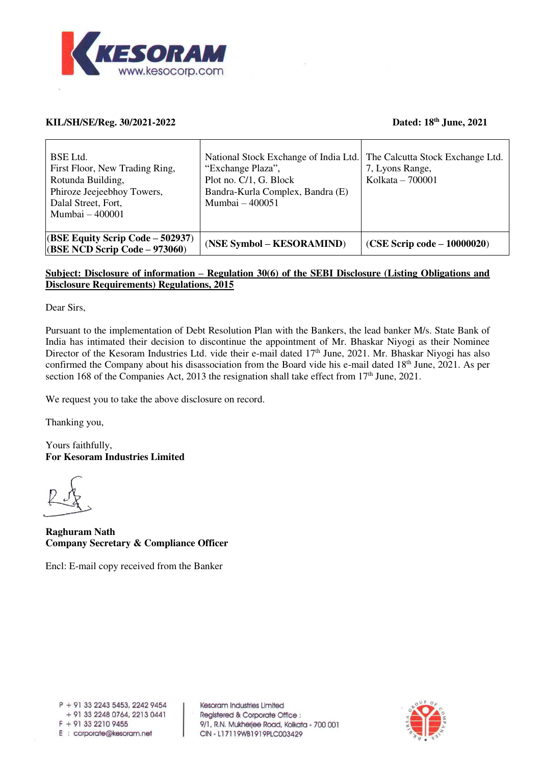KESORAM
www.kesocorp.com

**KIL/SH/SE/Reg. 30/2021-2022** **Dated: 18th June, 2021**

| BSE Ltd.<br>First Floor, New Trading Ring,<br>Rotunda Building,<br>Phiroze Jeejeebhoy Towers,<br>Dalal Street, Fort,<br>Mumbai – 400001 | National Stock Exchange of India Ltd.<br>"Exchange Plaza",<br>Plot no. C/1, G. Block<br>Bandra-Kurla Complex, Bandra (E)<br>Mumbai – 400051 | The Calcutta Stock Exchange Ltd.<br>7, Lyons Range,<br>Kolkata – 700001 |
|---|---|---|
| **(BSE Equity Scrip Code – 502937)**<br>**(BSE NCD Scrip Code – 973060)** | **(NSE Symbol – KESORAMIND)** | **(CSE Scrip code – 10000020)** |

**Subject: Disclosure of information – Regulation 30(6) of the SEBI Disclosure (Listing Obligations and Disclosure Requirements) Regulations, 2015**

Dear Sirs,

Pursuant to the implementation of Debt Resolution Plan with the Bankers, the lead banker M/s. State Bank of India has intimated their decision to discontinue the appointment of Mr. Bhaskar Niyogi as their Nominee Director of the Kesoram Industries Ltd. vide their e-mail dated 17th June, 2021. Mr. Bhaskar Niyogi has also confirmed the Company about his disassociation from the Board vide his e-mail dated 18th June, 2021. As per section 168 of the Companies Act, 2013 the resignation shall take effect from 17th June, 2021.

We request you to take the above disclosure on record.

Thanking you,

Yours faithfully,
**For Kesoram Industries Limited**

**Raghuram Nath**
**Company Secretary & Compliance Officer**

Encl: E-mail copy received from the Banker

P + 91 33 2243 5453, 2242 9454
+ 91 33 2248 0764, 2213 0441
F + 91 33 2210 9455
E : corporate@kesoram.net

Kesoram Industries Limited
Registered & Corporate Office :
9/1, R.N. Mukherjee Road, Kolkata - 700 001
CIN - L17119WB1919PLC003429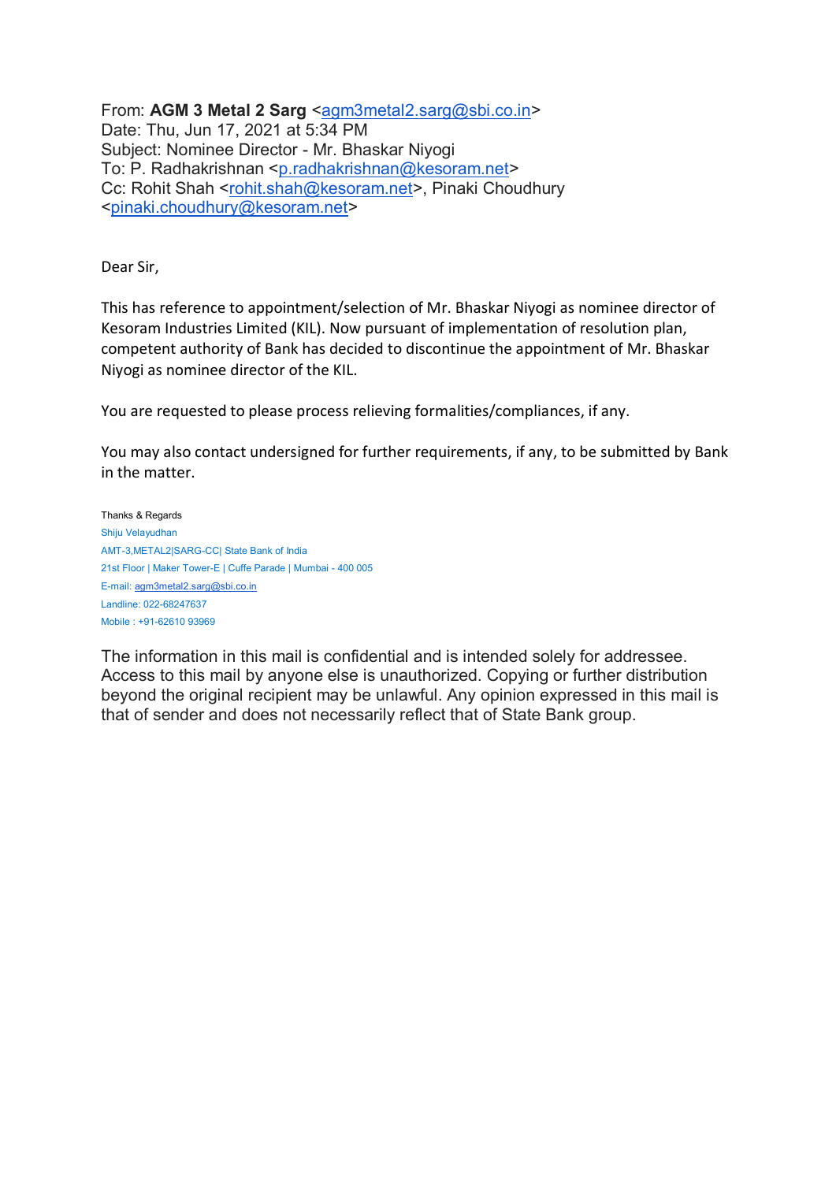From: **AGM 3 Metal 2 Sarg** <agm3metal2.sarg@sbi.co.in>
Date: Thu, Jun 17, 2021 at 5:34 PM
Subject: Nominee Director - Mr. Bhaskar Niyogi
To: P. Radhakrishnan <p.radhakrishnan@kesoram.net>
Cc: Rohit Shah <rohit.shah@kesoram.net>, Pinaki Choudhury <pinaki.choudhury@kesoram.net>

Dear Sir,

This has reference to appointment/selection of Mr. Bhaskar Niyogi as nominee director of Kesoram Industries Limited (KIL). Now pursuant of implementation of resolution plan, competent authority of Bank has decided to discontinue the appointment of Mr. Bhaskar Niyogi as nominee director of the KIL.

You are requested to please process relieving formalities/compliances, if any.

You may also contact undersigned for further requirements, if any, to be submitted by Bank in the matter.

Thanks & Regards
Shiju Velayudhan
AMT-3,METAL2|SARG-CC| State Bank of India
21st Floor | Maker Tower-E | Cuffe Parade | Mumbai - 400 005
E-mail: agm3metal2.sarg@sbi.co.in
Landline: 022-68247637
Mobile : +91-62610 93969

The information in this mail is confidential and is intended solely for addressee. Access to this mail by anyone else is unauthorized. Copying or further distribution beyond the original recipient may be unlawful. Any opinion expressed in this mail is that of sender and does not necessarily reflect that of State Bank group.